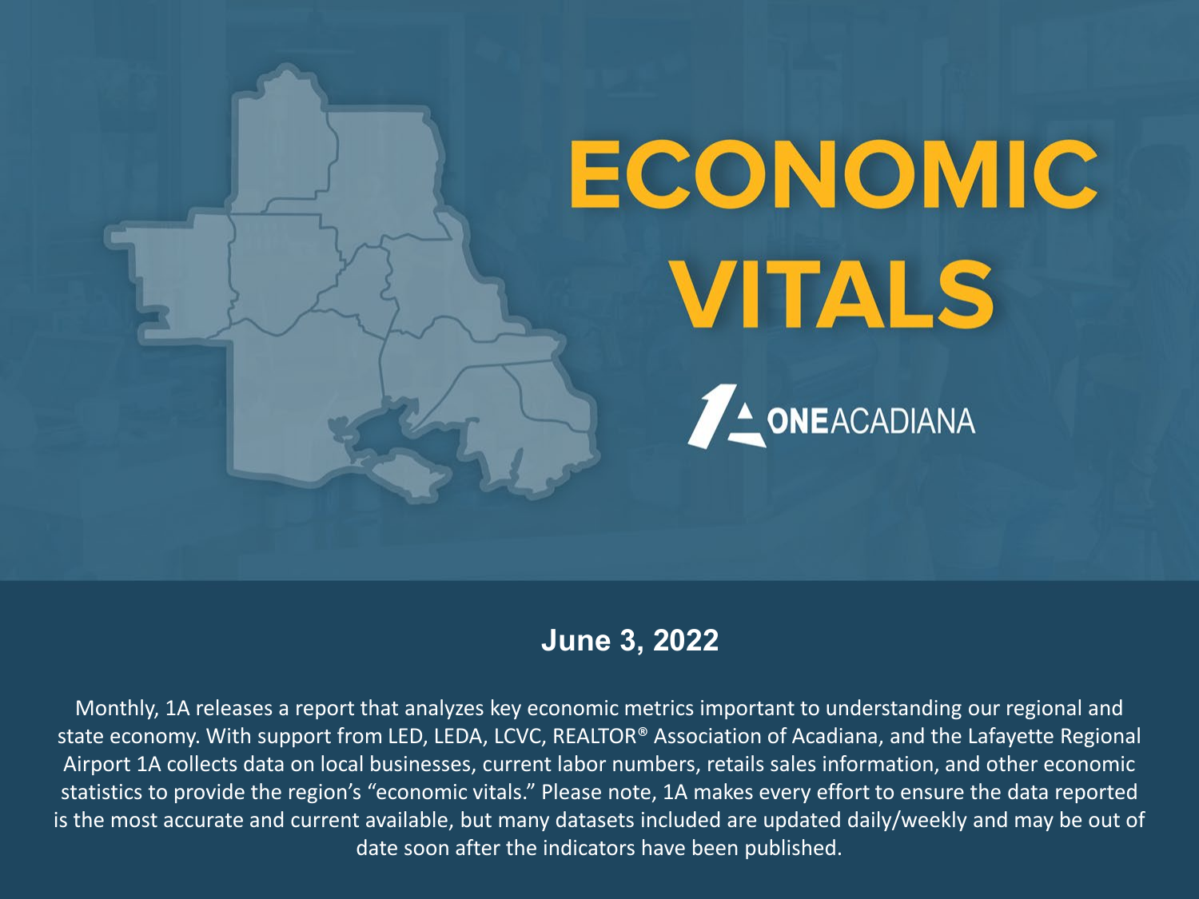# ECONOMIC VITALS

ONE ACADIANA

**June 3, 2022**

Monthly, 1A releases a report that analyzes key economic metrics important to understanding our regional and state economy. With support from LED, LEDA, LCVC, REALTOR® Association of Acadiana, and the Lafayette Regional Airport 1A collects data on local businesses, current labor numbers, retails sales information, and other economic statistics to provide the region's "economic vitals." Please note, 1A makes every effort to ensure the data reported is the most accurate and current available, but many datasets included are updated daily/weekly and may be out of date soon after the indicators have been published.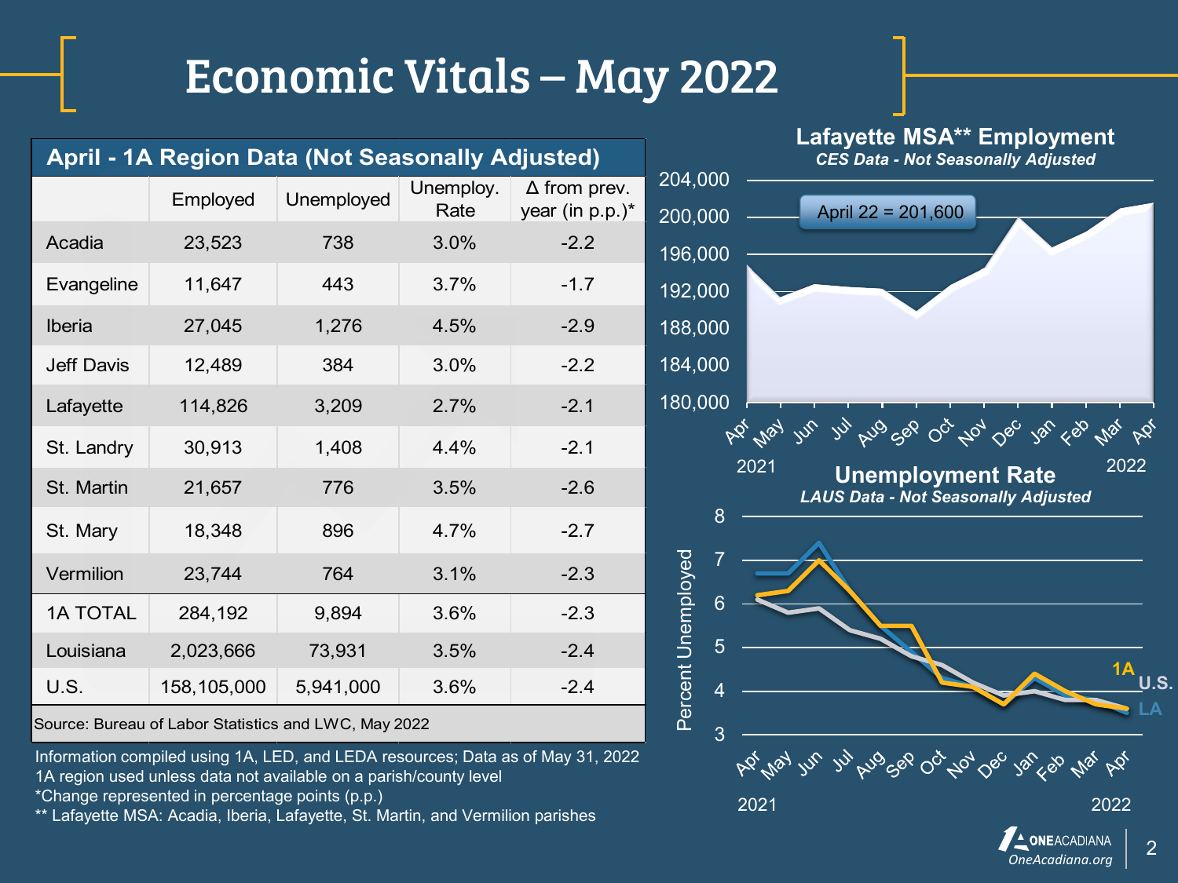# Economic Vitals – May 2022

**April - 1A Region Data (Not Seasonally Adjusted)**

| | Employed | Unemployed | Unemploy. Rate | Δ from prev. year (in p.p.)* |
|---|---|---|---|---|
| Acadia | 23,523 | 738 | 3.0% | -2.2 |
| Evangeline | 11,647 | 443 | 3.7% | -1.7 |
| Iberia | 27,045 | 1,276 | 4.5% | -2.9 |
| Jeff Davis | 12,489 | 384 | 3.0% | -2.2 |
| Lafayette | 114,826 | 3,209 | 2.7% | -2.1 |
| St. Landry | 30,913 | 1,408 | 4.4% | -2.1 |
| St. Martin | 21,657 | 776 | 3.5% | -2.6 |
| St. Mary | 18,348 | 896 | 4.7% | -2.7 |
| Vermilion | 23,744 | 764 | 3.1% | -2.3 |
| 1A TOTAL | 284,192 | 9,894 | 3.6% | -2.3 |
| Louisiana | 2,023,666 | 73,931 | 3.5% | -2.4 |
| U.S. | 158,105,000 | 5,941,000 | 3.6% | -2.4 |

Source: Bureau of Labor Statistics and LWC, May 2022

Information compiled using 1A, LED, and LEDA resources; Data as of May 31, 2022
1A region used unless data not available on a parish/county level
*Change represented in percentage points (p.p.)
** Lafayette MSA: Acadia, Iberia, Lafayette, St. Martin, and Vermilion parishes

**Lafayette MSA** Employment**
*CES Data - Not Seasonally Adjusted*

April 22 = 201,600

**Unemployment Rate**
*LAUS Data - Not Seasonally Adjusted*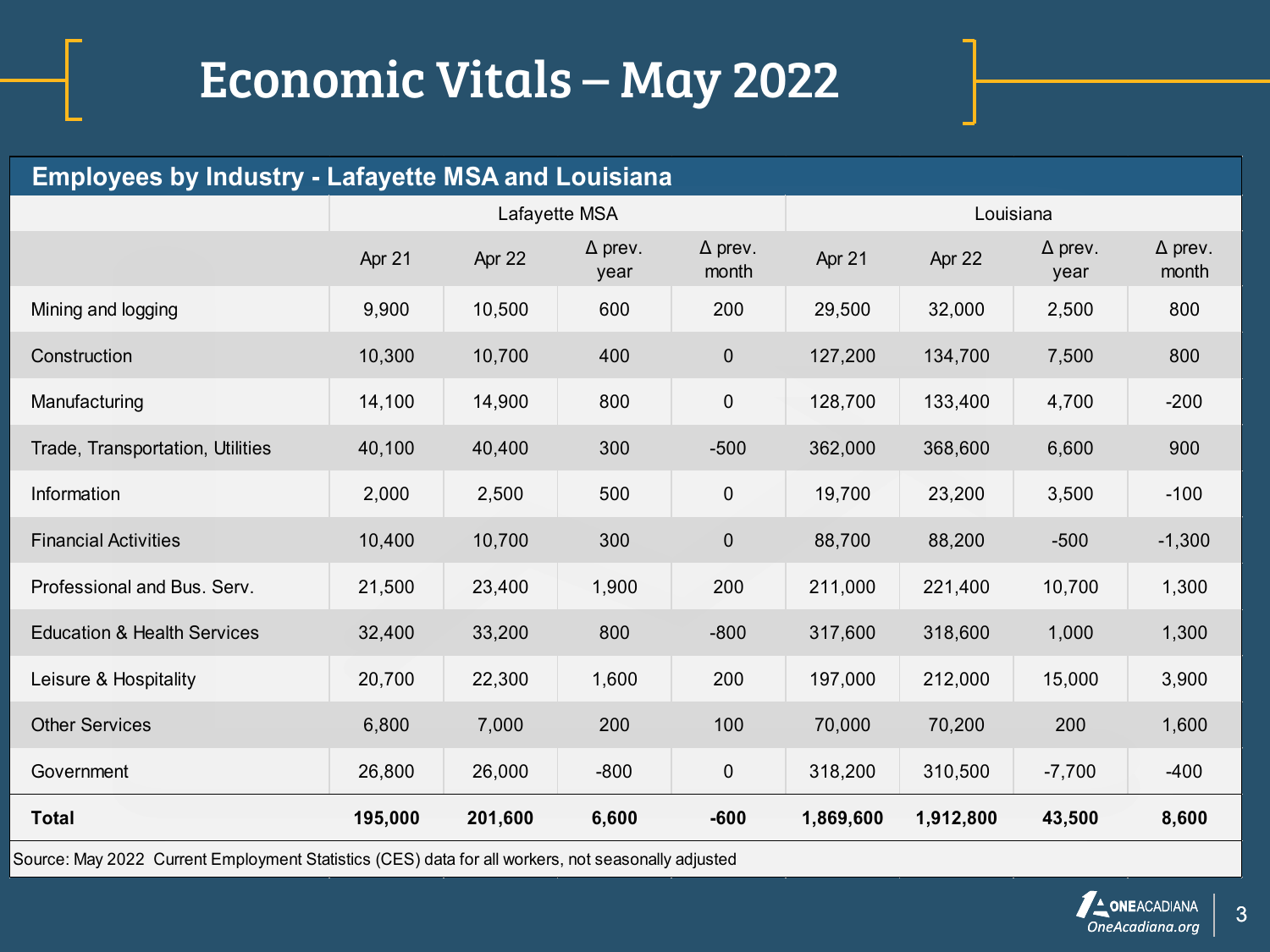# Economic Vitals – May 2022

## Employees by Industry - Lafayette MSA and Louisiana

| | Lafayette MSA | | | | Louisiana | | | |
|---|---|---|---|---|---|---|---|---|
| | Apr 21 | Apr 22 | Δ prev. year | Δ prev. month | Apr 21 | Apr 22 | Δ prev. year | Δ prev. month |
| Mining and logging | 9,900 | 10,500 | 600 | 200 | 29,500 | 32,000 | 2,500 | 800 |
| Construction | 10,300 | 10,700 | 400 | 0 | 127,200 | 134,700 | 7,500 | 800 |
| Manufacturing | 14,100 | 14,900 | 800 | 0 | 128,700 | 133,400 | 4,700 | -200 |
| Trade, Transportation, Utilities | 40,100 | 40,400 | 300 | -500 | 362,000 | 368,600 | 6,600 | 900 |
| Information | 2,000 | 2,500 | 500 | 0 | 19,700 | 23,200 | 3,500 | -100 |
| Financial Activities | 10,400 | 10,700 | 300 | 0 | 88,700 | 88,200 | -500 | -1,300 |
| Professional and Bus. Serv. | 21,500 | 23,400 | 1,900 | 200 | 211,000 | 221,400 | 10,700 | 1,300 |
| Education & Health Services | 32,400 | 33,200 | 800 | -800 | 317,600 | 318,600 | 1,000 | 1,300 |
| Leisure & Hospitality | 20,700 | 22,300 | 1,600 | 200 | 197,000 | 212,000 | 15,000 | 3,900 |
| Other Services | 6,800 | 7,000 | 200 | 100 | 70,000 | 70,200 | 200 | 1,600 |
| Government | 26,800 | 26,000 | -800 | 0 | 318,200 | 310,500 | -7,700 | -400 |
| **Total** | **195,000** | **201,600** | **6,600** | **-600** | **1,869,600** | **1,912,800** | **43,500** | **8,600** |

Source: May 2022 Current Employment Statistics (CES) data for all workers, not seasonally adjusted

ONEACADIANA
*OneAcadiana.org*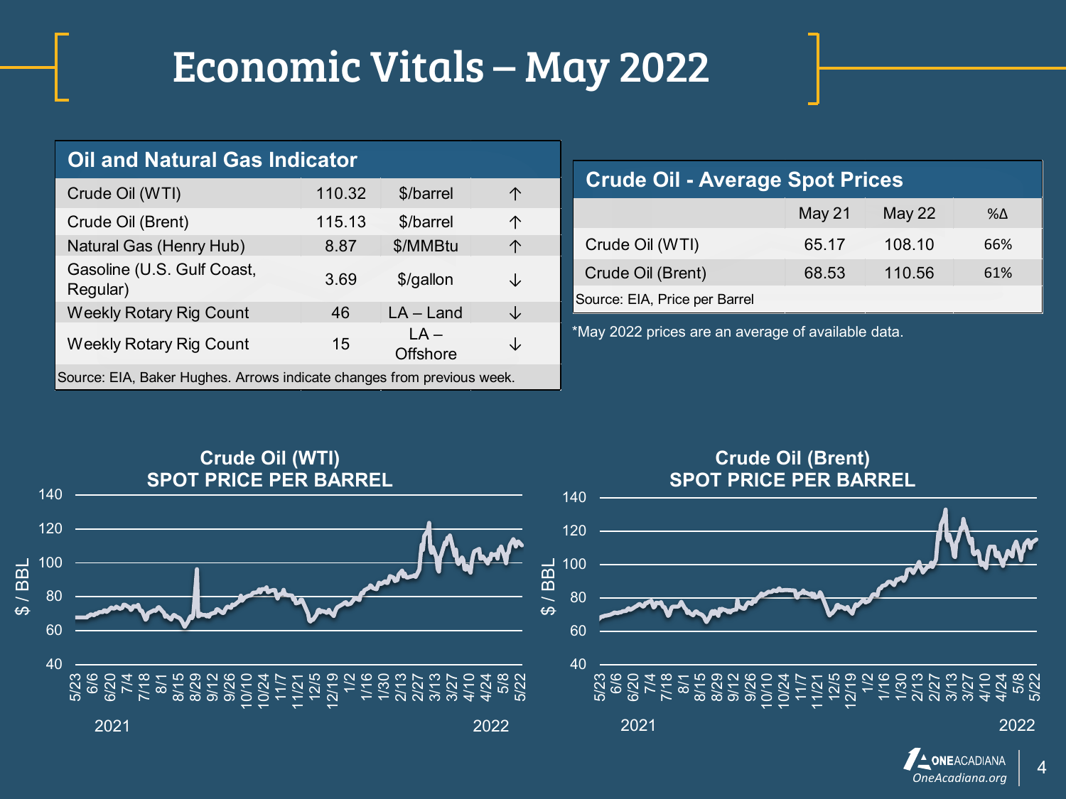# Economic Vitals – May 2022

## Oil and Natural Gas Indicator

| Indicator | Value | Unit | Change |
|---|---|---|---|
| Crude Oil (WTI) | 110.32 | $/barrel | ↑ |
| Crude Oil (Brent) | 115.13 | $/barrel | ↑ |
| Natural Gas (Henry Hub) | 8.87 | $/MMBtu | ↑ |
| Gasoline (U.S. Gulf Coast, Regular) | 3.69 | $/gallon | ↓ |
| Weekly Rotary Rig Count | 46 | LA – Land | ↓ |
| Weekly Rotary Rig Count | 15 | LA – Offshore | ↓ |

Source: EIA, Baker Hughes. Arrows indicate changes from previous week.

## Crude Oil - Average Spot Prices

| | May 21 | May 22 | %Δ |
|---|---|---|---|
| Crude Oil (WTI) | 65.17 | 108.10 | 66% |
| Crude Oil (Brent) | 68.53 | 110.56 | 61% |

Source: EIA, Price per Barrel

*May 2022 prices are an average of available data.

**Crude Oil (WTI) SPOT PRICE PER BARREL**

**Crude Oil (Brent) SPOT PRICE PER BARREL**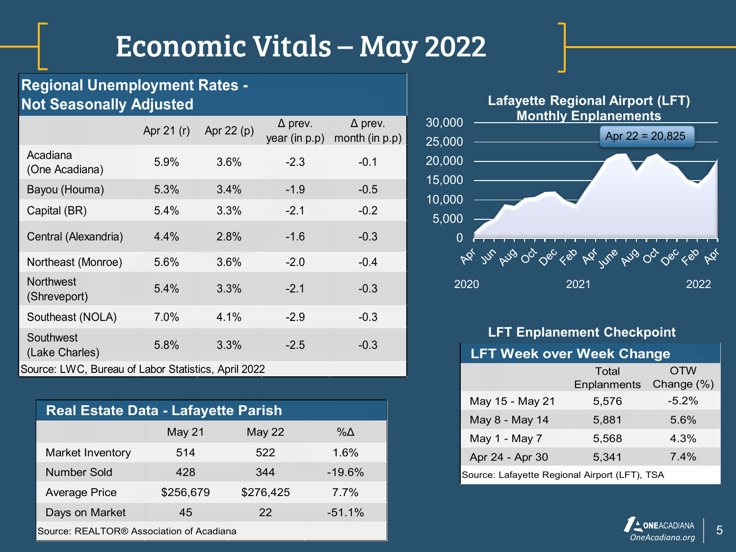# Economic Vitals – May 2022

## Regional Unemployment Rates - Not Seasonally Adjusted

| | Apr 21 (r) | Apr 22 (p) | Δ prev. year (in p.p) | Δ prev. month (in p.p) |
|---|---|---|---|---|
| Acadiana (One Acadiana) | 5.9% | 3.6% | -2.3 | -0.1 |
| Bayou (Houma) | 5.3% | 3.4% | -1.9 | -0.5 |
| Capital (BR) | 5.4% | 3.3% | -2.1 | -0.2 |
| Central (Alexandria) | 4.4% | 2.8% | -1.6 | -0.3 |
| Northeast (Monroe) | 5.6% | 3.6% | -2.0 | -0.4 |
| Northwest (Shreveport) | 5.4% | 3.3% | -2.1 | -0.3 |
| Southeast (NOLA) | 7.0% | 4.1% | -2.9 | -0.3 |
| Southwest (Lake Charles) | 5.8% | 3.3% | -2.5 | -0.3 |

Source: LWC, Bureau of Labor Statistics, April 2022

## Real Estate Data - Lafayette Parish

| | May 21 | May 22 | %Δ |
|---|---|---|---|
| Market Inventory | 514 | 522 | 1.6% |
| Number Sold | 428 | 344 | -19.6% |
| Average Price | $256,679 | $276,425 | 7.7% |
| Days on Market | 45 | 22 | -51.1% |

Source: REALTOR® Association of Acadiana

## Lafayette Regional Airport (LFT) Monthly Enplanements

Apr 22 = 20,825

## LFT Enplanement Checkpoint

### LFT Week over Week Change

| | Total Enplanments | OTW Change (%) |
|---|---|---|
| May 15 - May 21 | 5,576 | -5.2% |
| May 8 - May 14 | 5,881 | 5.6% |
| May 1 - May 7 | 5,568 | 4.3% |
| Apr 24 - Apr 30 | 5,341 | 7.4% |

Source: Lafayette Regional Airport (LFT), TSA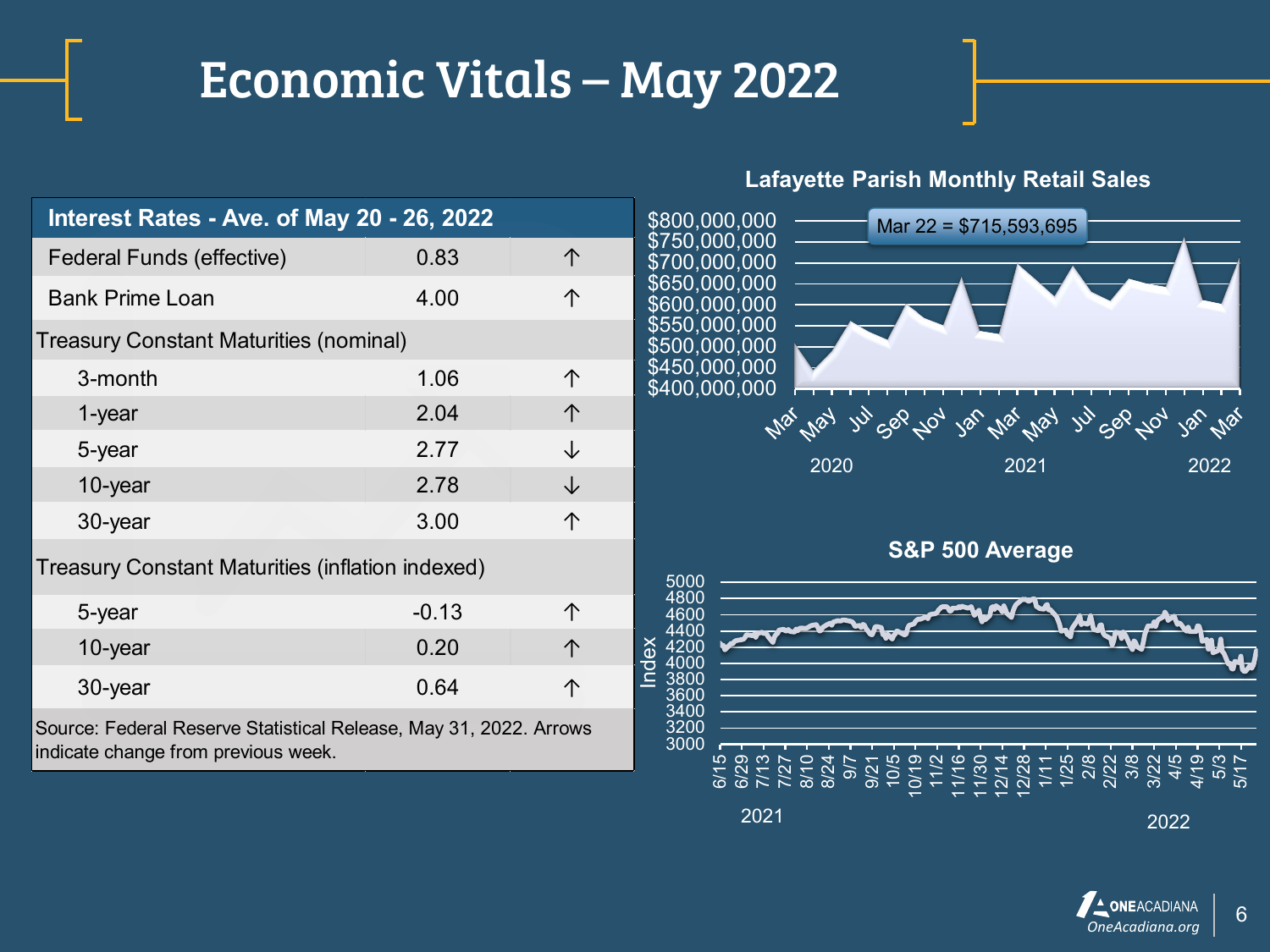# Economic Vitals – May 2022

| Interest Rates - Ave. of May 20 - 26, 2022 | | |
|---|---|---|
| Federal Funds (effective) | 0.83 | ↑ |
| Bank Prime Loan | 4.00 | ↑ |
| Treasury Constant Maturities (nominal) | | |
| 3-month | 1.06 | ↑ |
| 1-year | 2.04 | ↑ |
| 5-year | 2.77 | ↓ |
| 10-year | 2.78 | ↓ |
| 30-year | 3.00 | ↑ |
| Treasury Constant Maturities (inflation indexed) | | |
| 5-year | -0.13 | ↑ |
| 10-year | 0.20 | ↑ |
| 30-year | 0.64 | ↑ |

Source: Federal Reserve Statistical Release, May 31, 2022. Arrows indicate change from previous week.

**Lafayette Parish Monthly Retail Sales**

Mar 22 = $715,593,695

**S&P 500 Average**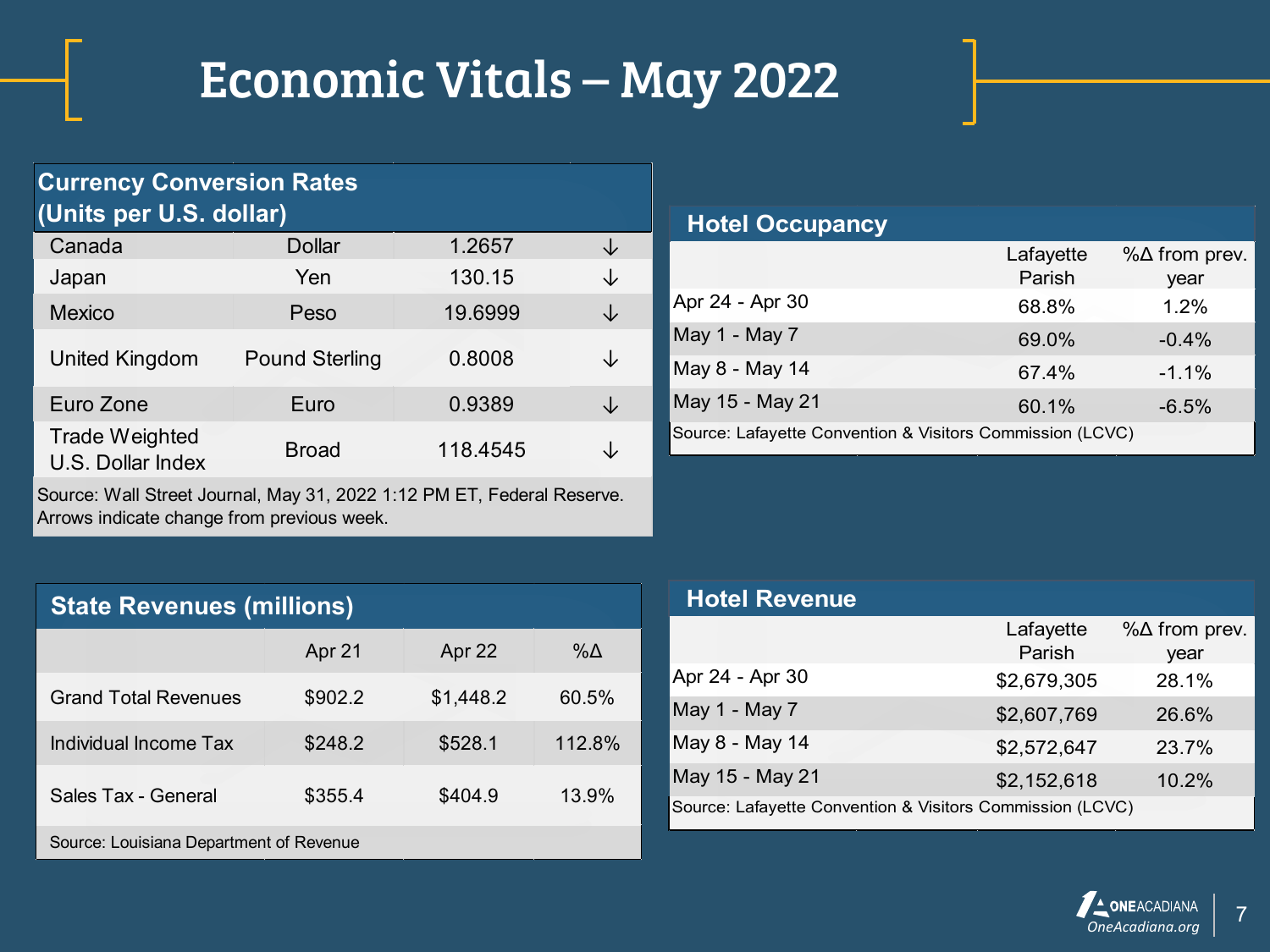# Economic Vitals – May 2022

## Currency Conversion Rates (Units per U.S. dollar)

| | | | |
|---|---|---|---|
| Canada | Dollar | 1.2657 | ↓ |
| Japan | Yen | 130.15 | ↓ |
| Mexico | Peso | 19.6999 | ↓ |
| United Kingdom | Pound Sterling | 0.8008 | ↓ |
| Euro Zone | Euro | 0.9389 | ↓ |
| Trade Weighted U.S. Dollar Index | Broad | 118.4545 | ↓ |

Source: Wall Street Journal, May 31, 2022 1:12 PM ET, Federal Reserve. Arrows indicate change from previous week.

## Hotel Occupancy

| | Lafayette Parish | %Δ from prev. year |
|---|---|---|
| Apr 24 - Apr 30 | 68.8% | 1.2% |
| May 1 - May 7 | 69.0% | -0.4% |
| May 8 - May 14 | 67.4% | -1.1% |
| May 15 - May 21 | 60.1% | -6.5% |

Source: Lafayette Convention & Visitors Commission (LCVC)

## State Revenues (millions)

| | Apr 21 | Apr 22 | %Δ |
|---|---|---|---|
| Grand Total Revenues | $902.2 | $1,448.2 | 60.5% |
| Individual Income Tax | $248.2 | $528.1 | 112.8% |
| Sales Tax - General | $355.4 | $404.9 | 13.9% |

Source: Louisiana Department of Revenue

## Hotel Revenue

| | Lafayette Parish | %Δ from prev. year |
|---|---|---|
| Apr 24 - Apr 30 | $2,679,305 | 28.1% |
| May 1 - May 7 | $2,607,769 | 26.6% |
| May 8 - May 14 | $2,572,647 | 23.7% |
| May 15 - May 21 | $2,152,618 | 10.2% |

Source: Lafayette Convention & Visitors Commission (LCVC)

ONEACADIANA
OneAcadiana.org